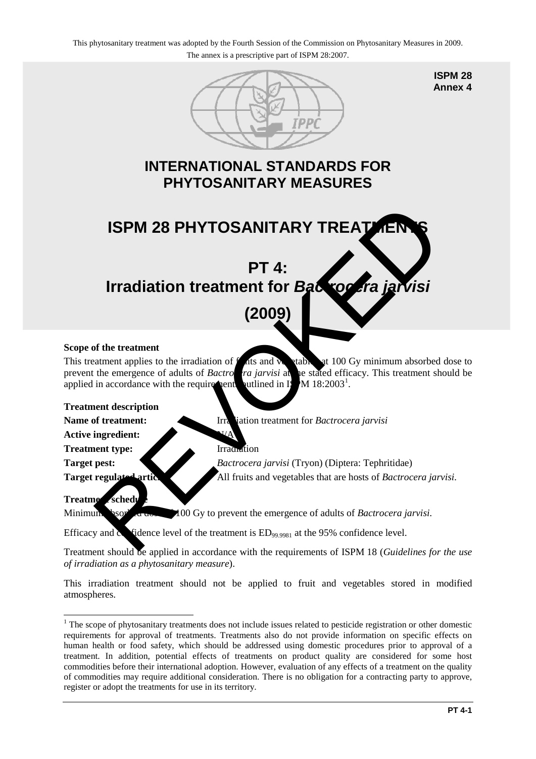This phytosanitary treatment was adopted by the Fourth Session of the Commission on Phytosanitary Measures in 2009.
The annex is a prescriptive part of ISPM 28:2007.

**ISPM 28**
**Annex 4**

# INTERNATIONAL STANDARDS FOR PHYTOSANITARY MEASURES

# ISPM 28 PHYTOSANITARY TREATMENTS

## PT 4: Irradiation treatment for *Bactrocera jarvisi* (2009)

REVOKED

**Scope of the treatment**

This treatment applies to the irradiation of fruits and vegetables at 100 Gy minimum absorbed dose to prevent the emergence of adults of *Bactrocera jarvisi* at the stated efficacy. This treatment should be applied in accordance with the requirements outlined in ISPM 18:2003[1].

**Treatment description**

**Name of treatment:** Irradiation treatment for *Bactrocera jarvisi*

**Active ingredient:** N/A

**Treatment type:** Irradiation

**Target pest:** *Bactrocera jarvisi* (Tryon) (Diptera: Tephritidae)

**Target regulated articles:** All fruits and vegetables that are hosts of *Bactrocera jarvisi*.

**Treatment schedule**

Minimum absorbed dose of 100 Gy to prevent the emergence of adults of *Bactrocera jarvisi*.

Efficacy and confidence level of the treatment is $ED_{99.9981}$ at the 95% confidence level.

Treatment should be applied in accordance with the requirements of ISPM 18 (*Guidelines for the use of irradiation as a phytosanitary measure*).

This irradiation treatment should not be applied to fruit and vegetables stored in modified atmospheres.

[1] The scope of phytosanitary treatments does not include issues related to pesticide registration or other domestic requirements for approval of treatments. Treatments also do not provide information on specific effects on human health or food safety, which should be addressed using domestic procedures prior to approval of a treatment. In addition, potential effects of treatments on product quality are considered for some host commodities before their international adoption. However, evaluation of any effects of a treatment on the quality of commodities may require additional consideration. There is no obligation for a contracting party to approve, register or adopt the treatments for use in its territory.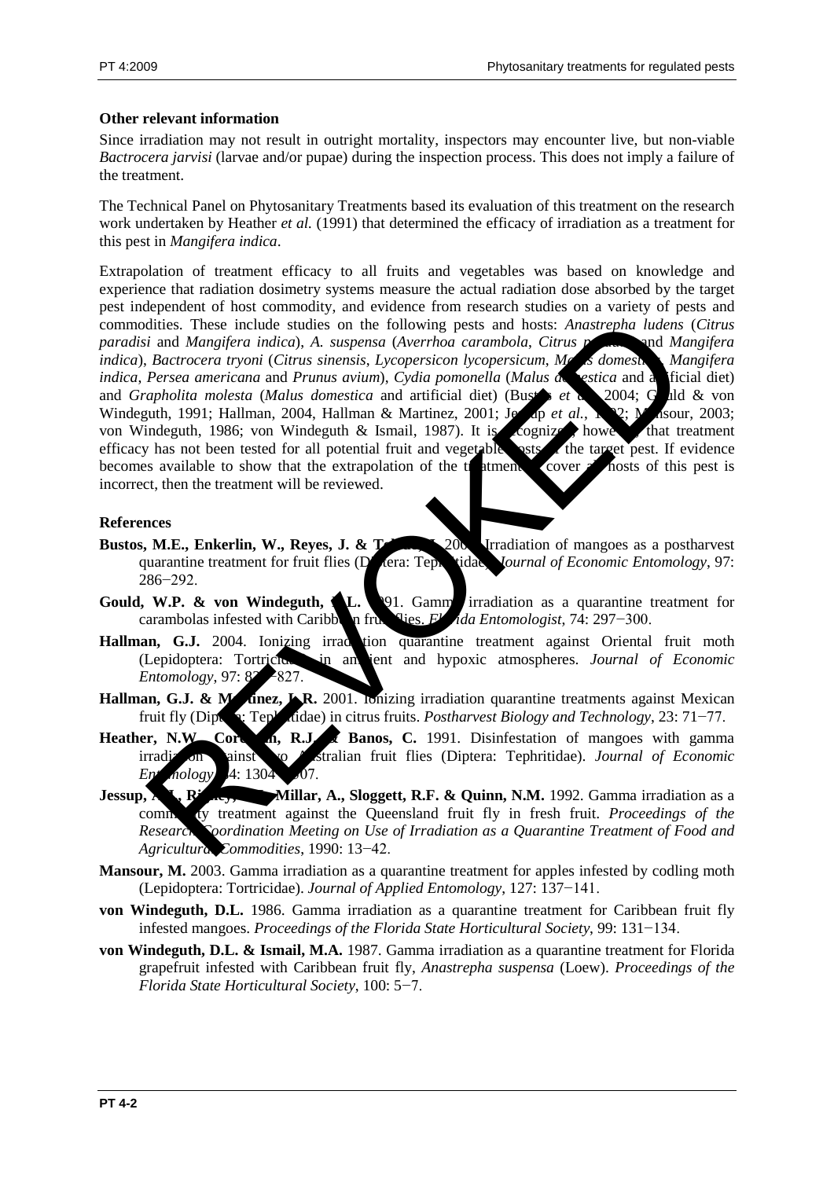**Other relevant information**

Since irradiation may not result in outright mortality, inspectors may encounter live, but non-viable *Bactrocera jarvisi* (larvae and/or pupae) during the inspection process. This does not imply a failure of the treatment.

The Technical Panel on Phytosanitary Treatments based its evaluation of this treatment on the research work undertaken by Heather *et al.* (1991) that determined the efficacy of irradiation as a treatment for this pest in *Mangifera indica*.

Extrapolation of treatment efficacy to all fruits and vegetables was based on knowledge and experience that radiation dosimetry systems measure the actual radiation dose absorbed by the target pest independent of host commodity, and evidence from research studies on a variety of pests and commodities. These include studies on the following pests and hosts: *Anastrepha ludens* (*Citrus paradisi* and *Mangifera indica*), *A. suspensa* (*Averrhoa carambola*, *Citrus paradisi* and *Mangifera indica*), *Bactrocera tryoni* (*Citrus sinensis*, *Lycopersicon lycopersicum*, *Malus domestica*, *Mangifera indica*, *Persea americana* and *Prunus avium*), *Cydia pomonella* (*Malus domestica* and artificial diet) and *Grapholita molesta* (*Malus domestica* and artificial diet) (Bustos *et al.*, 2004; Gould & von Windeguth, 1991; Hallman, 2004, Hallman & Martinez, 2001; Jessup *et al.*, 1992; Mansour, 2003; von Windeguth, 1986; von Windeguth & Ismail, 1987). It is recognized, however, that treatment efficacy has not been tested for all potential fruit and vegetable hosts of the target pest. If evidence becomes available to show that the extrapolation of the treatment to cover all hosts of this pest is incorrect, then the treatment will be reviewed.

**References**

**Bustos, M.E., Enkerlin, W., Reyes, J. & Toledo, J.** 2004. Irradiation of mangoes as a postharvest quarantine treatment for fruit flies (Diptera: Tephritidae). *Journal of Economic Entomology*, 97: 286−292.

**Gould, W.P. & von Windeguth, D.L.** 1991. Gamma irradiation as a quarantine treatment for carambolas infested with Caribbean fruit flies. *Florida Entomologist*, 74: 297−300.

**Hallman, G.J.** 2004. Ionizing irradiation quarantine treatment against Oriental fruit moth (Lepidoptera: Tortricidae) in ambient and hypoxic atmospheres. *Journal of Economic Entomology*, 97: 824−827.

**Hallman, G.J. & Martinez, L.R.** 2001. Ionizing irradiation quarantine treatments against Mexican fruit fly (Diptera: Tephritidae) in citrus fruits. *Postharvest Biology and Technology*, 23: 71−77.

**Heather, N.W., Corcoran, R.J. & Banos, C.** 1991. Disinfestation of mangoes with gamma irradiation against two Australian fruit flies (Diptera: Tephritidae). *Journal of Economic Entomology*, 84: 1304−1307.

**Jessup, A.J., Rigney, C.J., Millar, A., Sloggett, R.F. & Quinn, N.M.** 1992. Gamma irradiation as a commodity treatment against the Queensland fruit fly in fresh fruit. *Proceedings of the Research Coordination Meeting on Use of Irradiation as a Quarantine Treatment of Food and Agricultural Commodities*, 1990: 13−42.

**Mansour, M.** 2003. Gamma irradiation as a quarantine treatment for apples infested by codling moth (Lepidoptera: Tortricidae). *Journal of Applied Entomology*, 127: 137−141.

**von Windeguth, D.L.** 1986. Gamma irradiation as a quarantine treatment for Caribbean fruit fly infested mangoes. *Proceedings of the Florida State Horticultural Society*, 99: 131−134.

**von Windeguth, D.L. & Ismail, M.A.** 1987. Gamma irradiation as a quarantine treatment for Florida grapefruit infested with Caribbean fruit fly, *Anastrepha suspensa* (Loew). *Proceedings of the Florida State Horticultural Society*, 100: 5−7.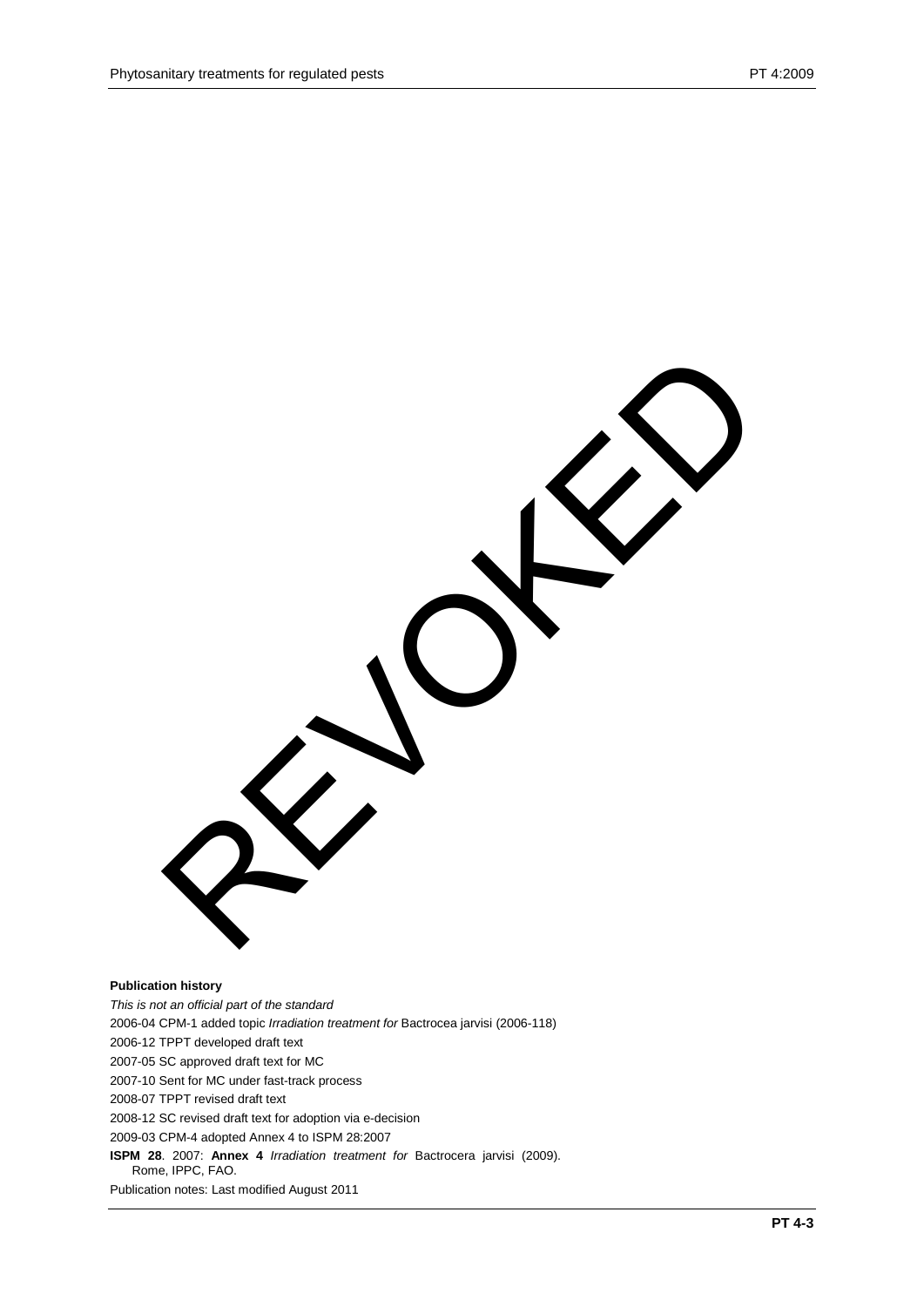REVOKED

**Publication history**

*This is not an official part of the standard*

2006-04 CPM-1 added topic *Irradiation treatment for* Bactrocea jarvisi (2006-118)

2006-12 TPPT developed draft text

2007-05 SC approved draft text for MC

2007-10 Sent for MC under fast-track process

2008-07 TPPT revised draft text

2008-12 SC revised draft text for adoption via e-decision

2009-03 CPM-4 adopted Annex 4 to ISPM 28:2007

**ISPM 28**. 2007: **Annex 4** *Irradiation treatment for* Bactrocera jarvisi (2009). Rome, IPPC, FAO.

Publication notes: Last modified August 2011